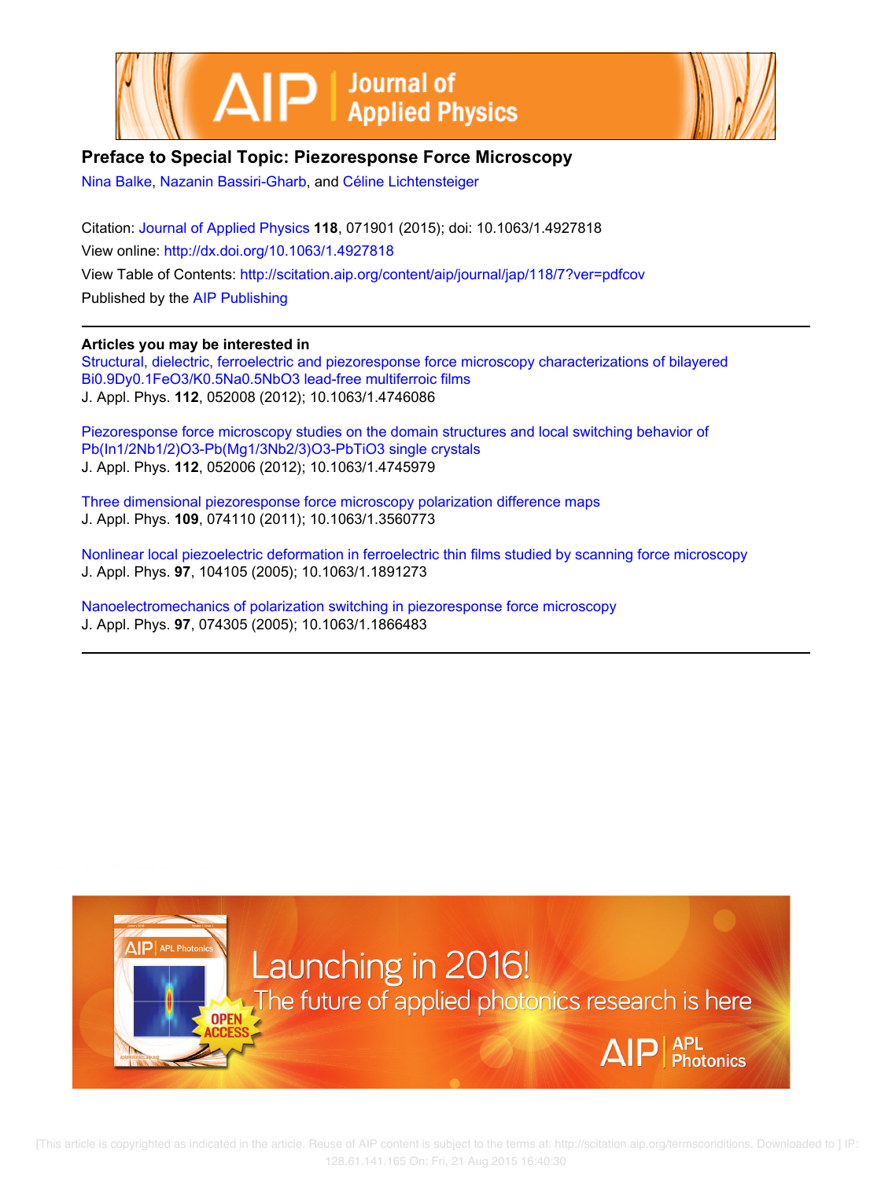# Preface to Special Topic: Piezoresponse Force Microscopy

Nina Balke, Nazanin Bassiri-Gharb, and Céline Lichtensteiger

Citation: Journal of Applied Physics **118**, 071901 (2015); doi: 10.1063/1.4927818

View online: http://dx.doi.org/10.1063/1.4927818

View Table of Contents: http://scitation.aip.org/content/aip/journal/jap/118/7?ver=pdfcov

Published by the AIP Publishing

## Articles you may be interested in

Structural, dielectric, ferroelectric and piezoresponse force microscopy characterizations of bilayered $Bi_{0.9}Dy_{0.1}FeO_3/K_{0.5}Na_{0.5}NbO_3$ lead-free multiferroic films
J. Appl. Phys. **112**, 052008 (2012); 10.1063/1.4746086

Piezoresponse force microscopy studies on the domain structures and local switching behavior of $Pb(In_{1/2}Nb_{1/2})O_3$-$Pb(Mg_{1/3}Nb_{2/3})O_3$-$PbTiO_3$ single crystals
J. Appl. Phys. **112**, 052006 (2012); 10.1063/1.4745979

Three dimensional piezoresponse force microscopy polarization difference maps
J. Appl. Phys. **109**, 074110 (2011); 10.1063/1.3560773

Nonlinear local piezoelectric deformation in ferroelectric thin films studied by scanning force microscopy
J. Appl. Phys. **97**, 104105 (2005); 10.1063/1.1891273

Nanoelectromechanics of polarization switching in piezoresponse force microscopy
J. Appl. Phys. **97**, 074305 (2005); 10.1063/1.1866483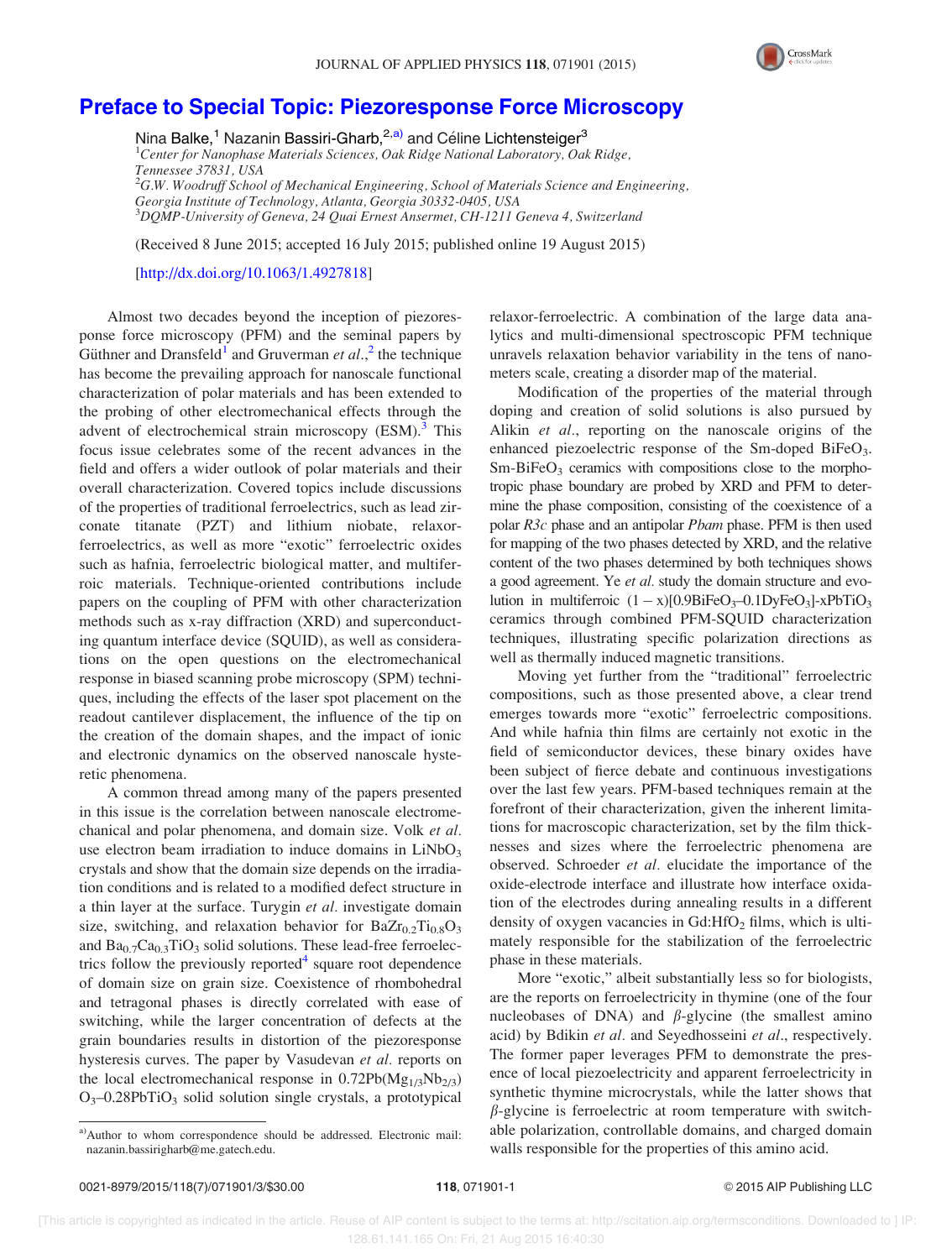# Preface to Special Topic: Piezoresponse Force Microscopy

Nina Balke,[1] Nazanin Bassiri-Gharb,[2,a)] and Céline Lichtensteiger[3]

[1]Center for Nanophase Materials Sciences, Oak Ridge National Laboratory, Oak Ridge, Tennessee 37831, USA

[2]G.W. Woodruff School of Mechanical Engineering, School of Materials Science and Engineering, Georgia Institute of Technology, Atlanta, Georgia 30332-0405, USA

[3]DQMP-University of Geneva, 24 Quai Ernest Ansermet, CH-1211 Geneva 4, Switzerland

(Received 8 June 2015; accepted 16 July 2015; published online 19 August 2015)

[http://dx.doi.org/10.1063/1.4927818]

Almost two decades beyond the inception of piezoresponse force microscopy (PFM) and the seminal papers by Güthner and Dransfeld[1] and Gruverman *et al.*,[2] the technique has become the prevailing approach for nanoscale functional characterization of polar materials and has been extended to the probing of other electromechanical effects through the advent of electrochemical strain microscopy (ESM).[3] This focus issue celebrates some of the recent advances in the field and offers a wider outlook of polar materials and their overall characterization. Covered topics include discussions of the properties of traditional ferroelectrics, such as lead zirconate titanate (PZT) and lithium niobate, relaxor-ferroelectrics, as well as more "exotic" ferroelectric oxides such as hafnia, ferroelectric biological matter, and multiferroic materials. Technique-oriented contributions include papers on the coupling of PFM with other characterization methods such as x-ray diffraction (XRD) and superconducting quantum interface device (SQUID), as well as considerations on the open questions on the electromechanical response in biased scanning probe microscopy (SPM) techniques, including the effects of the laser spot placement on the readout cantilever displacement, the influence of the tip on the creation of the domain shapes, and the impact of ionic and electronic dynamics on the observed nanoscale hysteretic phenomena.

A common thread among many of the papers presented in this issue is the correlation between nanoscale electromechanical and polar phenomena, and domain size. Volk *et al.* use electron beam irradiation to induce domains in $LiNbO_3$ crystals and show that the domain size depends on the irradiation conditions and is related to a modified defect structure in a thin layer at the surface. Turygin *et al.* investigate domain size, switching, and relaxation behavior for $BaZr_{0.2}Ti_{0.8}O_3$ and $Ba_{0.7}Ca_{0.3}TiO_3$ solid solutions. These lead-free ferroelectrics follow the previously reported[4] square root dependence of domain size on grain size. Coexistence of rhombohedral and tetragonal phases is directly correlated with ease of switching, while the larger concentration of defects at the grain boundaries results in distortion of the piezoresponse hysteresis curves. The paper by Vasudevan *et al.* reports on the local electromechanical response in $0.72Pb(Mg_{1/3}Nb_{2/3})O_3$–$0.28PbTiO_3$ solid solution single crystals, a prototypical relaxor-ferroelectric. A combination of the large data analytics and multi-dimensional spectroscopic PFM technique unravels relaxation behavior variability in the tens of nanometers scale, creating a disorder map of the material.

Modification of the properties of the material through doping and creation of solid solutions is also pursued by Alikin *et al.*, reporting on the nanoscale origins of the enhanced piezoelectric response of the Sm-doped $BiFeO_3$. Sm-$BiFeO_3$ ceramics with compositions close to the morphotropic phase boundary are probed by XRD and PFM to determine the phase composition, consisting of the coexistence of a polar *R3c* phase and an antipolar *Pbam* phase. PFM is then used for mapping of the two phases detected by XRD, and the relative content of the two phases determined by both techniques shows a good agreement. Ye *et al.* study the domain structure and evolution in multiferroic $(1-x)[0.9BiFeO_3$–$0.1DyFeO_3]$-$xPbTiO_3$ ceramics through combined PFM-SQUID characterization techniques, illustrating specific polarization directions as well as thermally induced magnetic transitions.

Moving yet further from the "traditional" ferroelectric compositions, such as those presented above, a clear trend emerges towards more "exotic" ferroelectric compositions. And while hafnia thin films are certainly not exotic in the field of semiconductor devices, these binary oxides have been subject of fierce debate and continuous investigations over the last few years. PFM-based techniques remain at the forefront of their characterization, given the inherent limitations for macroscopic characterization, set by the film thicknesses and sizes where the ferroelectric phenomena are observed. Schroeder *et al.* elucidate the importance of the oxide-electrode interface and illustrate how interface oxidation of the electrodes during annealing results in a different density of oxygen vacancies in Gd:$HfO_2$ films, which is ultimately responsible for the stabilization of the ferroelectric phase in these materials.

More "exotic," albeit substantially less so for biologists, are the reports on ferroelectricity in thymine (one of the four nucleobases of DNA) and $\beta$-glycine (the smallest amino acid) by Bdikin *et al.* and Seyedhosseini *et al.*, respectively. The former paper leverages PFM to demonstrate the presence of local piezoelectricity and apparent ferroelectricity in synthetic thymine microcrystals, while the latter shows that $\beta$-glycine is ferroelectric at room temperature with switchable polarization, controllable domains, and charged domain walls responsible for the properties of this amino acid.

a)Author to whom correspondence should be addressed. Electronic mail: nazanin.bassirigharb@me.gatech.edu.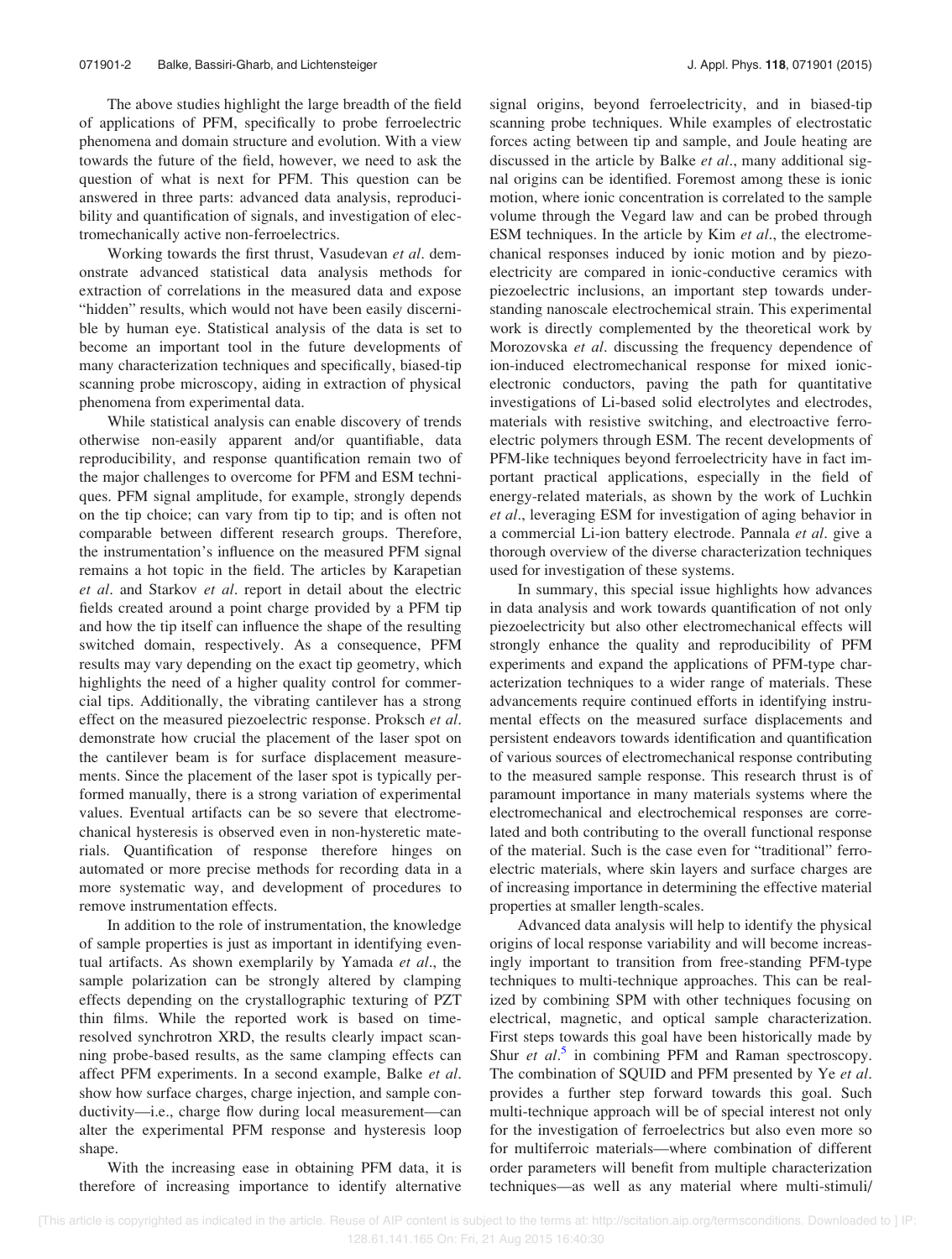The above studies highlight the large breadth of the field of applications of PFM, specifically to probe ferroelectric phenomena and domain structure and evolution. With a view towards the future of the field, however, we need to ask the question of what is next for PFM. This question can be answered in three parts: advanced data analysis, reproducibility and quantification of signals, and investigation of electromechanically active non-ferroelectrics.

Working towards the first thrust, Vasudevan *et al*. demonstrate advanced statistical data analysis methods for extraction of correlations in the measured data and expose "hidden" results, which would not have been easily discernible by human eye. Statistical analysis of the data is set to become an important tool in the future developments of many characterization techniques and specifically, biased-tip scanning probe microscopy, aiding in extraction of physical phenomena from experimental data.

While statistical analysis can enable discovery of trends otherwise non-easily apparent and/or quantifiable, data reproducibility, and response quantification remain two of the major challenges to overcome for PFM and ESM techniques. PFM signal amplitude, for example, strongly depends on the tip choice; can vary from tip to tip; and is often not comparable between different research groups. Therefore, the instrumentation's influence on the measured PFM signal remains a hot topic in the field. The articles by Karapetian *et al*. and Starkov *et al*. report in detail about the electric fields created around a point charge provided by a PFM tip and how the tip itself can influence the shape of the resulting switched domain, respectively. As a consequence, PFM results may vary depending on the exact tip geometry, which highlights the need of a higher quality control for commercial tips. Additionally, the vibrating cantilever has a strong effect on the measured piezoelectric response. Proksch *et al*. demonstrate how crucial the placement of the laser spot on the cantilever beam is for surface displacement measurements. Since the placement of the laser spot is typically performed manually, there is a strong variation of experimental values. Eventual artifacts can be so severe that electromechanical hysteresis is observed even in non-hysteretic materials. Quantification of response therefore hinges on automated or more precise methods for recording data in a more systematic way, and development of procedures to remove instrumentation effects.

In addition to the role of instrumentation, the knowledge of sample properties is just as important in identifying eventual artifacts. As shown exemplarily by Yamada *et al*., the sample polarization can be strongly altered by clamping effects depending on the crystallographic texturing of PZT thin films. While the reported work is based on time-resolved synchrotron XRD, the results clearly impact scanning probe-based results, as the same clamping effects can affect PFM experiments. In a second example, Balke *et al*. show how surface charges, charge injection, and sample conductivity—i.e., charge flow during local measurement—can alter the experimental PFM response and hysteresis loop shape.

With the increasing ease in obtaining PFM data, it is therefore of increasing importance to identify alternative signal origins, beyond ferroelectricity, and in biased-tip scanning probe techniques. While examples of electrostatic forces acting between tip and sample, and Joule heating are discussed in the article by Balke *et al*., many additional signal origins can be identified. Foremost among these is ionic motion, where ionic concentration is correlated to the sample volume through the Vegard law and can be probed through ESM techniques. In the article by Kim *et al*., the electromechanical responses induced by ionic motion and by piezoelectricity are compared in ionic-conductive ceramics with piezoelectric inclusions, an important step towards understanding nanoscale electrochemical strain. This experimental work is directly complemented by the theoretical work by Morozovska *et al*. discussing the frequency dependence of ion-induced electromechanical response for mixed ionic-electronic conductors, paving the path for quantitative investigations of Li-based solid electrolytes and electrodes, materials with resistive switching, and electroactive ferroelectric polymers through ESM. The recent developments of PFM-like techniques beyond ferroelectricity have in fact important practical applications, especially in the field of energy-related materials, as shown by the work of Luchkin *et al*., leveraging ESM for investigation of aging behavior in a commercial Li-ion battery electrode. Pannala *et al*. give a thorough overview of the diverse characterization techniques used for investigation of these systems.

In summary, this special issue highlights how advances in data analysis and work towards quantification of not only piezoelectricity but also other electromechanical effects will strongly enhance the quality and reproducibility of PFM experiments and expand the applications of PFM-type characterization techniques to a wider range of materials. These advancements require continued efforts in identifying instrumental effects on the measured surface displacements and persistent endeavors towards identification and quantification of various sources of electromechanical response contributing to the measured sample response. This research thrust is of paramount importance in many materials systems where the electromechanical and electrochemical responses are correlated and both contributing to the overall functional response of the material. Such is the case even for "traditional" ferroelectric materials, where skin layers and surface charges are of increasing importance in determining the effective material properties at smaller length-scales.

Advanced data analysis will help to identify the physical origins of local response variability and will become increasingly important to transition from free-standing PFM-type techniques to multi-technique approaches. This can be realized by combining SPM with other techniques focusing on electrical, magnetic, and optical sample characterization. First steps towards this goal have been historically made by Shur *et al*.[5] in combining PFM and Raman spectroscopy. The combination of SQUID and PFM presented by Ye *et al*. provides a further step forward towards this goal. Such multi-technique approach will be of special interest not only for the investigation of ferroelectrics but also even more so for multiferroic materials—where combination of different order parameters will benefit from multiple characterization techniques—as well as any material where multi-stimuli/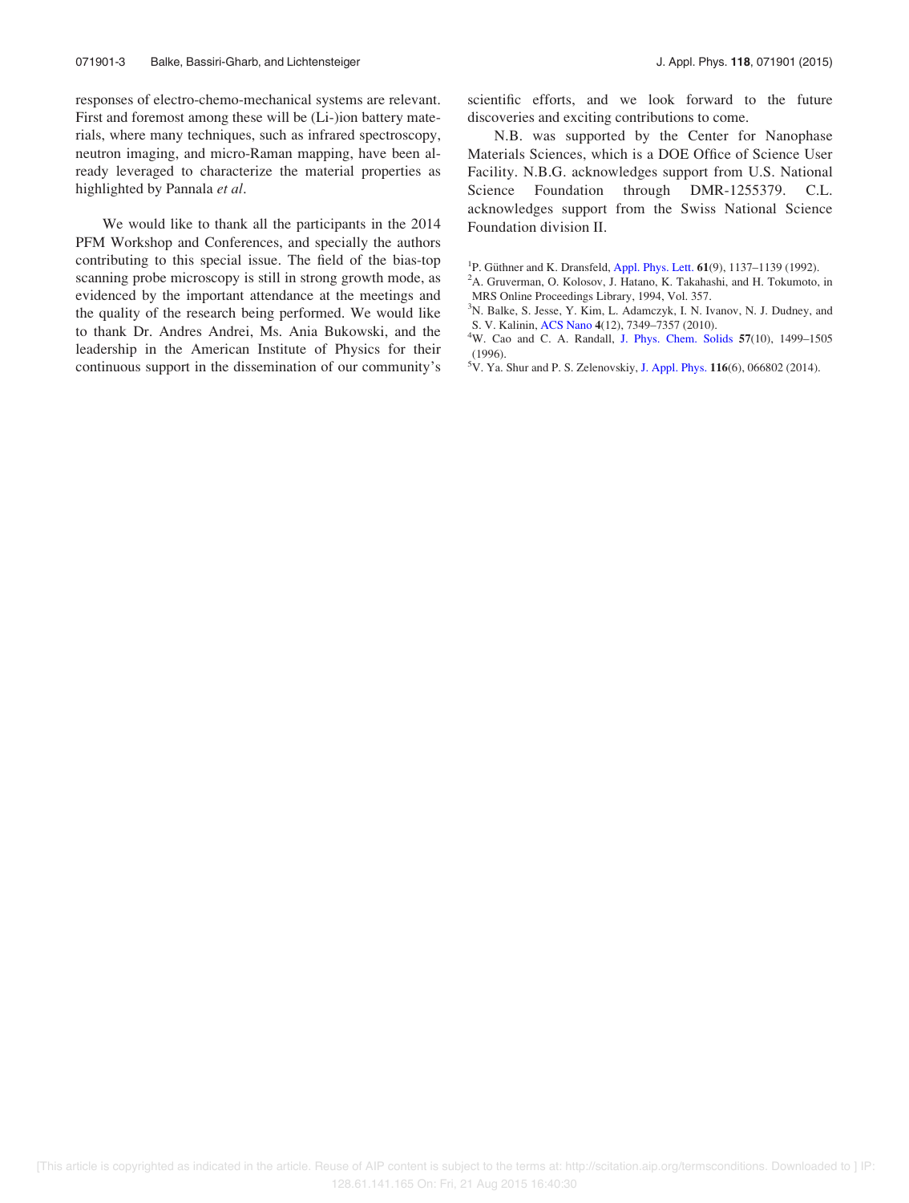responses of electro-chemo-mechanical systems are relevant. First and foremost among these will be (Li-)ion battery materials, where many techniques, such as infrared spectroscopy, neutron imaging, and micro-Raman mapping, have been already leveraged to characterize the material properties as highlighted by Pannala *et al*.

We would like to thank all the participants in the 2014 PFM Workshop and Conferences, and specially the authors contributing to this special issue. The field of the bias-top scanning probe microscopy is still in strong growth mode, as evidenced by the important attendance at the meetings and the quality of the research being performed. We would like to thank Dr. Andres Andrei, Ms. Ania Bukowski, and the leadership in the American Institute of Physics for their continuous support in the dissemination of our community's scientific efforts, and we look forward to the future discoveries and exciting contributions to come.

N.B. was supported by the Center for Nanophase Materials Sciences, which is a DOE Office of Science User Facility. N.B.G. acknowledges support from U.S. National Science Foundation through DMR-1255379. C.L. acknowledges support from the Swiss National Science Foundation division II.

[1] P. Güthner and K. Dransfeld, Appl. Phys. Lett. **61**(9), 1137–1139 (1992).
[2] A. Gruverman, O. Kolosov, J. Hatano, K. Takahashi, and H. Tokumoto, in MRS Online Proceedings Library, 1994, Vol. 357.
[3] N. Balke, S. Jesse, Y. Kim, L. Adamczyk, I. N. Ivanov, N. J. Dudney, and S. V. Kalinin, ACS Nano **4**(12), 7349–7357 (2010).
[4] W. Cao and C. A. Randall, J. Phys. Chem. Solids **57**(10), 1499–1505 (1996).
[5] V. Ya. Shur and P. S. Zelenovskiy, J. Appl. Phys. **116**(6), 066802 (2014).